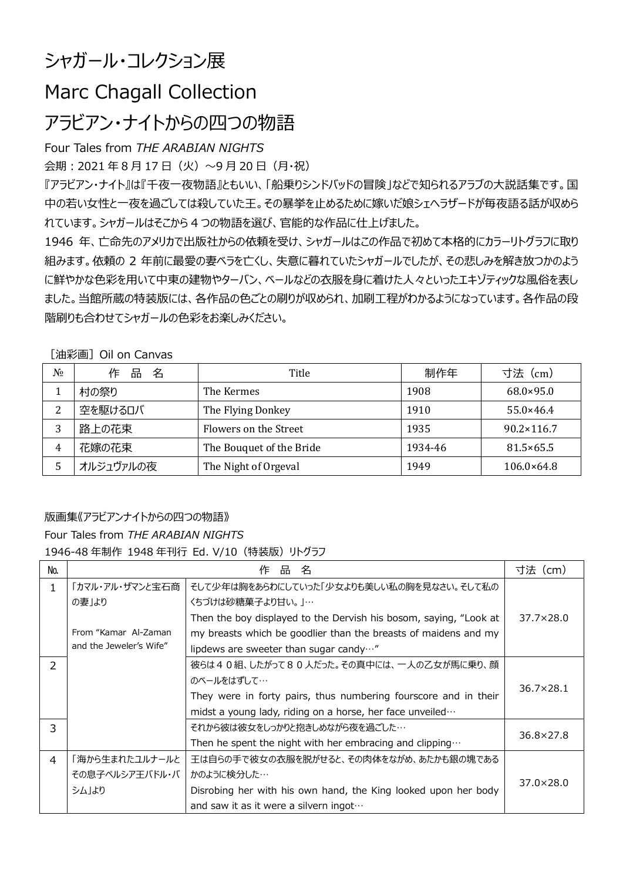# シャガール・コレクション展

# Marc Chagall Collection

# アラビアン・ナイトからの四つの物語

Four Tales from *THE ARABIAN NIGHTS*

会期：2021 年 8 月 17 日（火）～9 月 20 日（月・祝）

『アラビアン・ナイト』は『千夜一夜物語』ともいい、「船乗りシンドバッドの冒険」などで知られるアラブの大説話集です。国中の若い女性と一夜を過ごしては殺していた王。その暴挙を止めるために嫁いだ娘シェヘラザードが毎夜語る話が収められています。シャガールはそこから 4 つの物語を選び、官能的な作品に仕上げました。

1946 年、亡命先のアメリカで出版社からの依頼を受け、シャガールはこの作品で初めて本格的にカラーリトグラフに取り組みます。依頼の 2 年前に最愛の妻ベラを亡くし、失意に暮れていたシャガールでしたが、その悲しみを解き放つかのように鮮やかな色彩を用いて中東の建物やターバン、ベールなどの衣服を身に着けた人々といったエキゾティックな風俗を表しました。当館所蔵の特装版には、各作品の色ごとの刷りが収められ、加刷工程がわかるようになっています。各作品の段階刷りも合わせてシャガールの色彩をお楽しみください。

［油彩画］Oil on Canvas

| № | 作品名 | Title | 制作年 | 寸法（cm） |
|---|---|---|---|---|
| 1 | 村の祭り | The Kermes | 1908 | 68.0×95.0 |
| 2 | 空を駆けるロバ | The Flying Donkey | 1910 | 55.0×46.4 |
| 3 | 路上の花束 | Flowers on the Street | 1935 | 90.2×116.7 |
| 4 | 花嫁の花束 | The Bouquet of the Bride | 1934-46 | 81.5×65.5 |
| 5 | オルジュヴァルの夜 | The Night of Orgeval | 1949 | 106.0×64.8 |

版画集《アラビアンナイトからの四つの物語》

Four Tales from *THE ARABIAN NIGHTS*

1946-48 年制作 1948 年刊行 Ed. V/10（特装版）リトグラフ

| No. | 作品名 | | 寸法（cm） |
|---|---|---|---|
| 1 | 「カマル・アル・ザマンと宝石商の妻」より<br>From "Kamar Al-Zaman and the Jeweler's Wife" | そして少年は胸をあらわにしていった「少女よりも美しい私の胸を見なさい。そして私のくちづけは砂糖菓子より甘い。」…<br>Then the boy displayed to the Dervish his bosom, saying, "Look at my breasts which be goodlier than the breasts of maidens and my lipdews are sweeter than sugar candy…" | 37.7×28.0 |
| 2 | | 彼らは４０組、したがって８０人だった。その真中には、一人の乙女が馬に乗り、顔のベールをはずして…<br>They were in forty pairs, thus numbering fourscore and in their midst a young lady, riding on a horse, her face unveiled… | 36.7×28.1 |
| 3 | | それから彼は彼女をしっかりと抱きしめながら夜を過ごした…<br>Then he spent the night with her embracing and clipping… | 36.8×27.8 |
| 4 | 「海から生まれたユルナールとその息子ペルシア王バドル・バシム」より | 王は自らの手で彼女の衣服を脱がせると、その肉体をながめ、あたかも銀の塊であるかのように検分した…<br>Disrobing her with his own hand, the King looked upon her body and saw it as it were a silvern ingot… | 37.0×28.0 |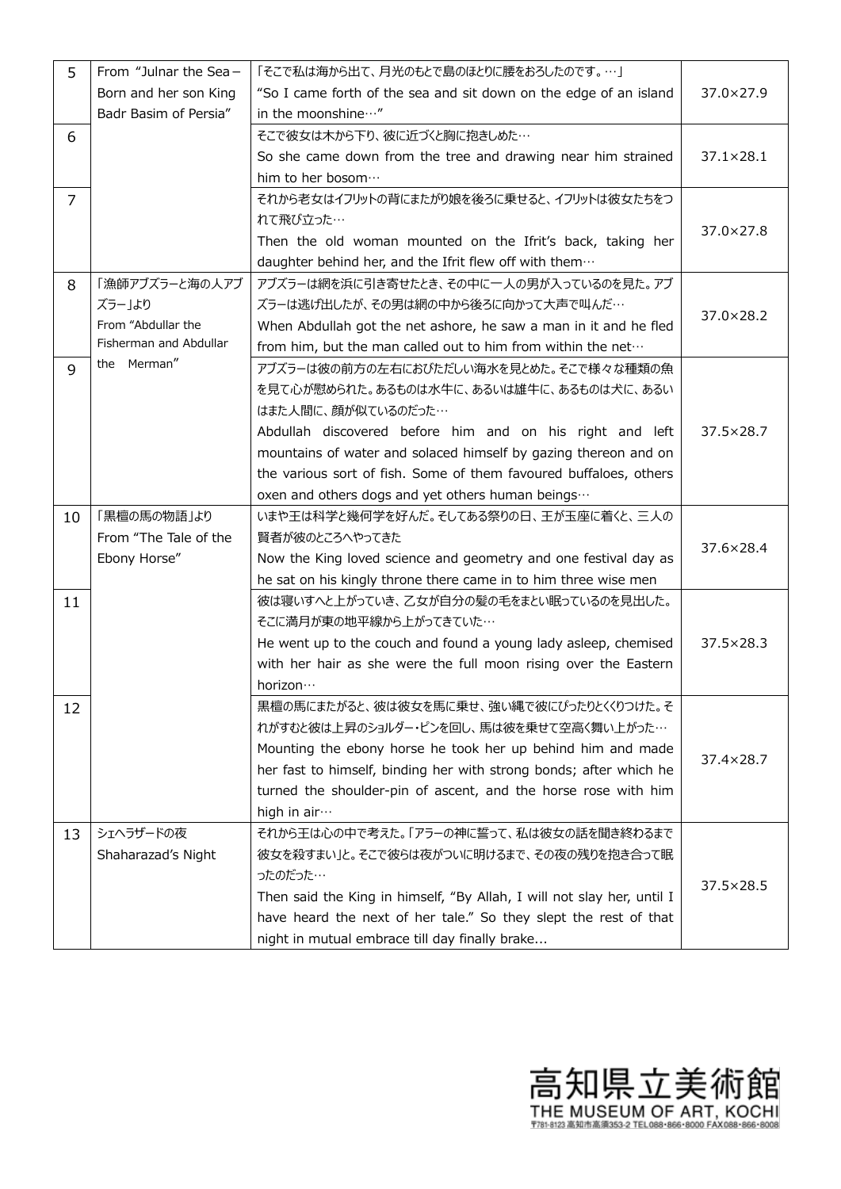| | | | |
|---|---|---|---|
| 5 | From "Julnar the Sea－Born and her son King Badr Basim of Persia" | 「そこで私は海から出て、月光のもとで島のほとりに腰をおろしたのです。…」<br>"So I came forth of the sea and sit down on the edge of an island in the moonshine…" | 37.0×27.9 |
| 6 | | そこで彼女は木から下り、彼に近づくと胸に抱きしめた…<br>So she came down from the tree and drawing near him strained him to her bosom… | 37.1×28.1 |
| 7 | | それから老女はイフリットの背にまたがり娘を後ろに乗せると、イフリットは彼女たちをつれて飛び立った…<br>Then the old woman mounted on the Ifrit's back, taking her daughter behind her, and the Ifrit flew off with them… | 37.0×27.8 |
| 8 | 「漁師アブズラーと海の人アブズラー」より<br>From "Abdullar the Fisherman and Abdullar the Merman" | アブズラーは網を浜に引き寄せたとき、その中に一人の男が入っているのを見た。アブズラーは逃げ出したが、その男は網の中から後ろに向かって大声で叫んだ…<br>When Abdullah got the net ashore, he saw a man in it and he fled from him, but the man called out to him from within the net… | 37.0×28.2 |
| 9 | | アブズラーは彼の前方の左右におびただしい海水を見とめた。そこで様々な種類の魚を見て心が慰められた。あるものは水牛に、あるいは雄牛に、あるものは犬に、あるいはまた人間に、顔が似ているのだった…<br>Abdullah discovered before him and on his right and left mountains of water and solaced himself by gazing thereon and on the various sort of fish. Some of them favoured buffaloes, others oxen and others dogs and yet others human beings… | 37.5×28.7 |
| 10 | 「黒檀の馬の物語」より<br>From "The Tale of the Ebony Horse" | いまや王は科学と幾何学を好んだ。そしてある祭りの日、王が玉座に着くと、三人の賢者が彼のところへやってきた<br>Now the King loved science and geometry and one festival day as he sat on his kingly throne there came in to him three wise men | 37.6×28.4 |
| 11 | | 彼は寝いすへと上がっていき、乙女が自分の髪の毛をまとい眠っているのを見出した。そこに満月が東の地平線から上がってきていた…<br>He went up to the couch and found a young lady asleep, chemised with her hair as she were the full moon rising over the Eastern horizon… | 37.5×28.3 |
| 12 | | 黒檀の馬にまたがると、彼は彼女を馬に乗せ、強い縄で彼にぴったりとくくりつけた。それがすむと彼は上昇のショルダー・ピンを回し、馬は彼を乗せて空高く舞い上がった…<br>Mounting the ebony horse he took her up behind him and made her fast to himself, binding her with strong bonds; after which he turned the shoulder-pin of ascent, and the horse rose with him high in air… | 37.4×28.7 |
| 13 | シェヘラザードの夜<br>Shaharazad's Night | それから王は心の中で考えた。「アラーの神に誓って、私は彼女の話を聞き終わるまで彼女を殺すまい」と。そこで彼らは夜がついに明けるまで、その夜の残りを抱き合って眠ったのだった…<br>Then said the King in himself, "By Allah, I will not slay her, until I have heard the next of her tale." So they slept the rest of that night in mutual embrace till day finally brake... | 37.5×28.5 |

高知県立美術館
THE MUSEUM OF ART, KOCHI
〒781-8123 高知市高須353-2 TEL088-866-8000 FAX088-866-8008